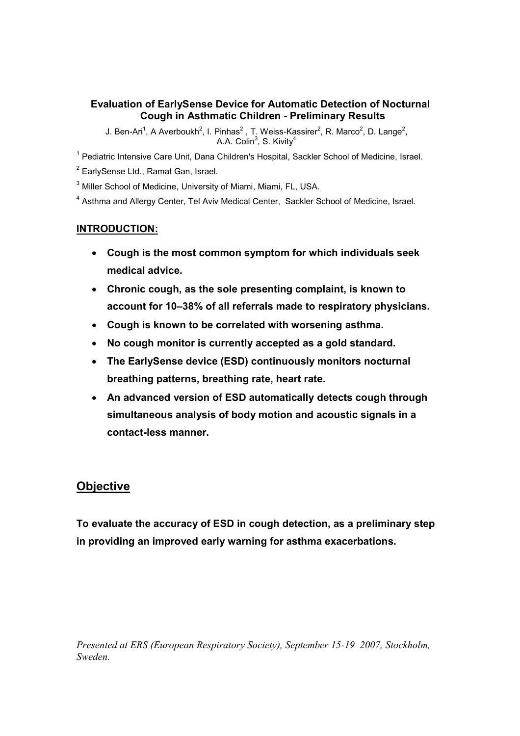# Evaluation of EarlySense Device for Automatic Detection of Nocturnal Cough in Asthmatic Children - Preliminary Results

J. Ben-Ari[1], A Averboukh[2], I. Pinhas[2] , T. Weiss-Kassirer[2], R. Marco[2], D. Lange[2], A.A. Colin[3], S. Kivity[4]

[1] Pediatric Intensive Care Unit, Dana Children's Hospital, Sackler School of Medicine, Israel.

[2] EarlySense Ltd., Ramat Gan, Israel.

[3] Miller School of Medicine, University of Miami, Miami, FL, USA.

[4] Asthma and Allergy Center, Tel Aviv Medical Center, Sackler School of Medicine, Israel.

## INTRODUCTION:

- **Cough is the most common symptom for which individuals seek medical advice.**
- **Chronic cough, as the sole presenting complaint, is known to account for 10–38% of all referrals made to respiratory physicians.**
- **Cough is known to be correlated with worsening asthma.**
- **No cough monitor is currently accepted as a gold standard.**
- **The EarlySense device (ESD) continuously monitors nocturnal breathing patterns, breathing rate, heart rate.**
- **An advanced version of ESD automatically detects cough through simultaneous analysis of body motion and acoustic signals in a contact-less manner.**

## Objective

**To evaluate the accuracy of ESD in cough detection, as a preliminary step in providing an improved early warning for asthma exacerbations.**

*Presented at ERS (European Respiratory Society), September 15-19 2007, Stockholm, Sweden.*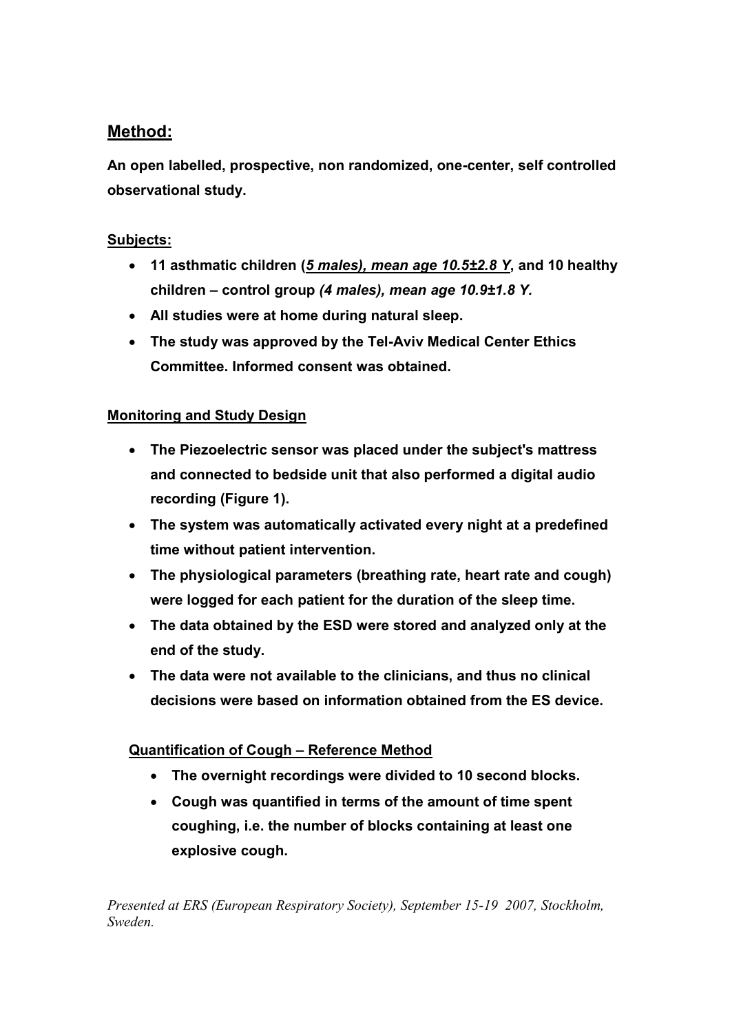## Method:

**An open labelled, prospective, non randomized, one-center, self controlled observational study.**

### Subjects:

- **11 asthmatic children (*5 males), mean age 10.5±2.8 Y*, and 10 healthy children – control group *(4 males), mean age 10.9±1.8 Y.***
- **All studies were at home during natural sleep.**
- **The study was approved by the Tel-Aviv Medical Center Ethics Committee. Informed consent was obtained.**

### Monitoring and Study Design

- **The Piezoelectric sensor was placed under the subject's mattress and connected to bedside unit that also performed a digital audio recording (Figure 1).**
- **The system was automatically activated every night at a predefined time without patient intervention.**
- **The physiological parameters (breathing rate, heart rate and cough) were logged for each patient for the duration of the sleep time.**
- **The data obtained by the ESD were stored and analyzed only at the end of the study.**
- **The data were not available to the clinicians, and thus no clinical decisions were based on information obtained from the ES device.**

### Quantification of Cough – Reference Method

- **The overnight recordings were divided to 10 second blocks.**
- **Cough was quantified in terms of the amount of time spent coughing, i.e. the number of blocks containing at least one explosive cough.**

*Presented at ERS (European Respiratory Society), September 15-19 2007, Stockholm, Sweden.*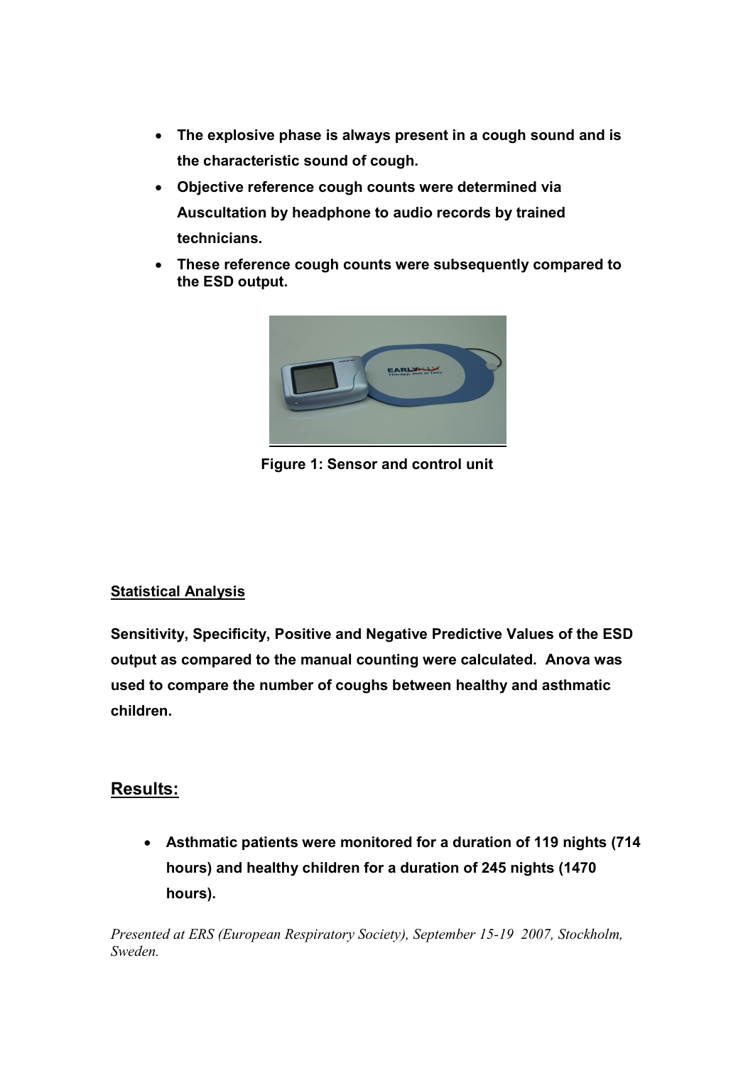- **The explosive phase is always present in a cough sound and is the characteristic sound of cough.**
- **Objective reference cough counts were determined via Auscultation by headphone to audio records by trained technicians.**
- **These reference cough counts were subsequently compared to the ESD output.**

**Figure 1: Sensor and control unit**

## Statistical Analysis

**Sensitivity, Specificity, Positive and Negative Predictive Values of the ESD output as compared to the manual counting were calculated. Anova was used to compare the number of coughs between healthy and asthmatic children.**

## Results:

- **Asthmatic patients were monitored for a duration of 119 nights (714 hours) and healthy children for a duration of 245 nights (1470 hours).**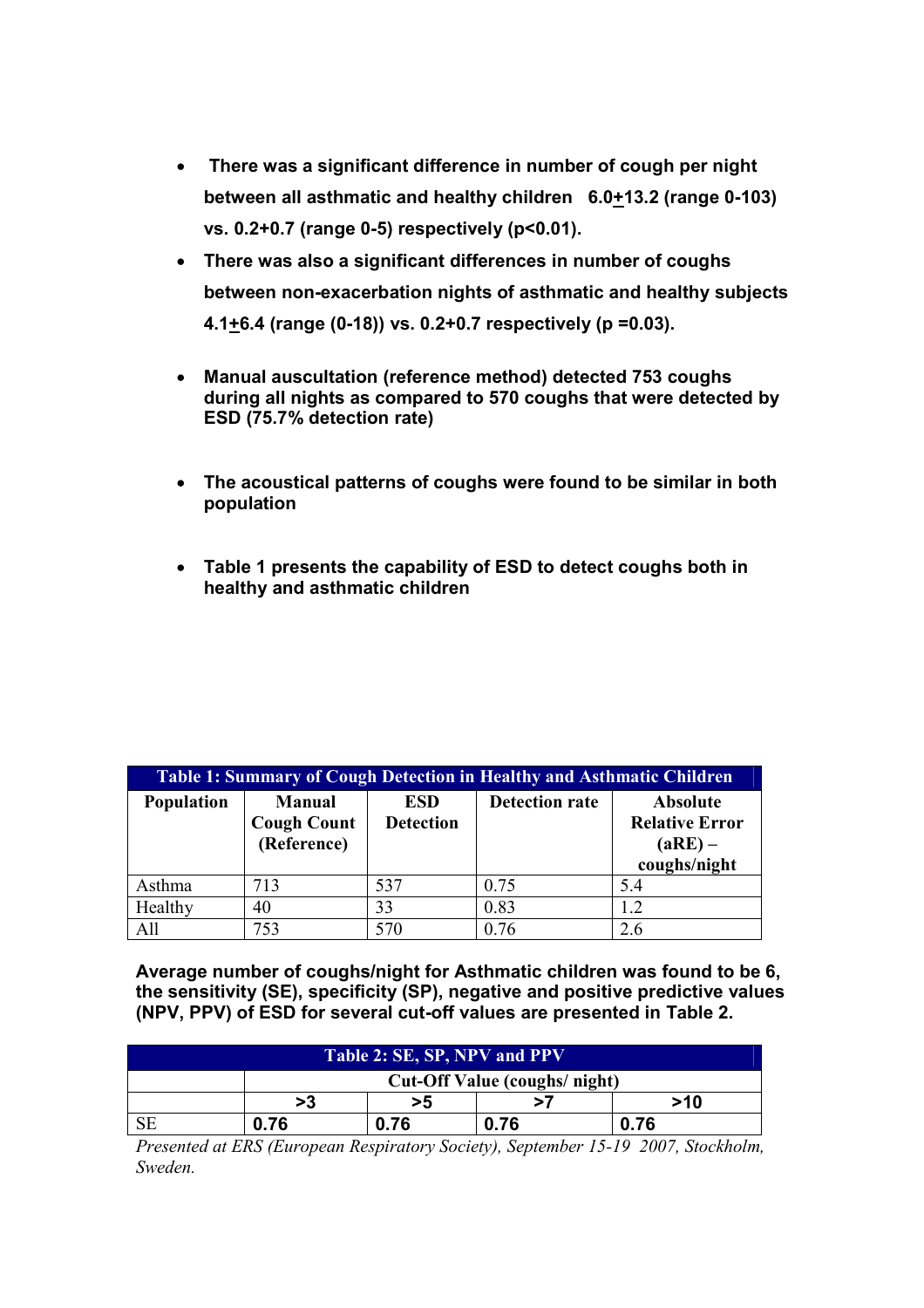- There was a significant difference in number of cough per night between all asthmatic and healthy children 6.0±13.2 (range 0-103) vs. 0.2+0.7 (range 0-5) respectively ($p<0.01$).
- There was also a significant differences in number of coughs between non-exacerbation nights of asthmatic and healthy subjects 4.1±6.4 (range (0-18)) vs. 0.2+0.7 respectively ($p = 0.03$).
- Manual auscultation (reference method) detected 753 coughs during all nights as compared to 570 coughs that were detected by ESD (75.7% detection rate)
- The acoustical patterns of coughs were found to be similar in both population
- Table 1 presents the capability of ESD to detect coughs both in healthy and asthmatic children

**Table 1: Summary of Cough Detection in Healthy and Asthmatic Children**

| Population | Manual Cough Count (Reference) | ESD Detection | Detection rate | Absolute Relative Error (aRE) – coughs/night |
|---|---|---|---|---|
| Asthma | 713 | 537 | 0.75 | 5.4 |
| Healthy | 40 | 33 | 0.83 | 1.2 |
| All | 753 | 570 | 0.76 | 2.6 |

**Average number of coughs/night for Asthmatic children was found to be 6, the sensitivity (SE), specificity (SP), negative and positive predictive values (NPV, PPV) of ESD for several cut-off values are presented in Table 2.**

**Table 2: SE, SP, NPV and PPV**

| | Cut-Off Value (coughs/ night) | | | |
|---|---|---|---|---|
| | >3 | >5 | >7 | >10 |
| SE | 0.76 | 0.76 | 0.76 | 0.76 |

*Presented at ERS (European Respiratory Society), September 15-19 2007, Stockholm, Sweden.*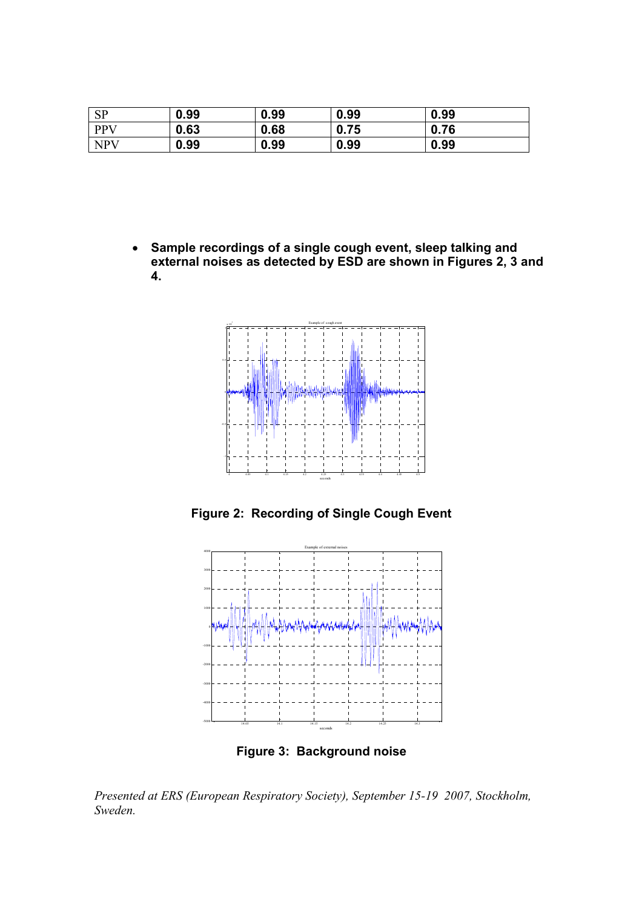| SP | 0.99 | 0.99 | 0.99 | 0.99 |
|---|---|---|---|---|
| PPV | 0.63 | 0.68 | 0.75 | 0.76 |
| NPV | 0.99 | 0.99 | 0.99 | 0.99 |

- **Sample recordings of a single cough event, sleep talking and external noises as detected by ESD are shown in Figures 2, 3 and 4.**

**Figure 2: Recording of Single Cough Event**

**Figure 3: Background noise**

*Presented at ERS (European Respiratory Society), September 15-19 2007, Stockholm, Sweden.*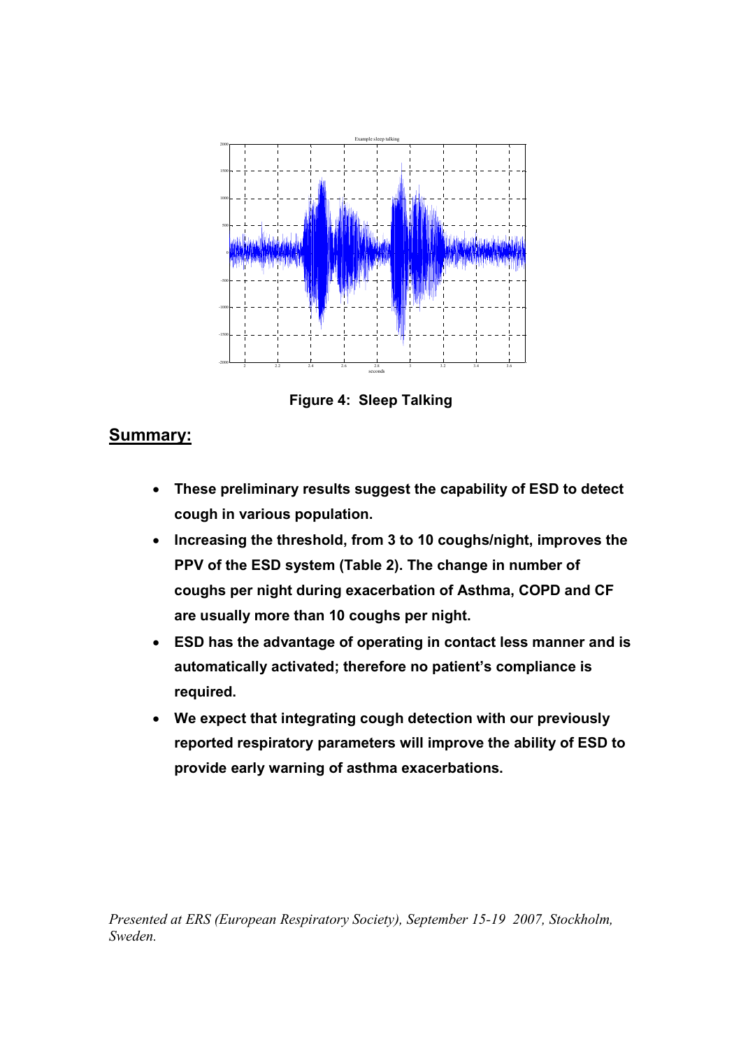Example sleep talking

2000
1500
1000
500
0
-500
-1000
-1500
-2000

2
2.2
2.4
2.6
2.8
3
3.2
3.4
3.6

seconds

**Figure 4: Sleep Talking**

## Summary:

- **These preliminary results suggest the capability of ESD to detect cough in various population.**
- **Increasing the threshold, from 3 to 10 coughs/night, improves the PPV of the ESD system (Table 2). The change in number of coughs per night during exacerbation of Asthma, COPD and CF are usually more than 10 coughs per night.**
- **ESD has the advantage of operating in contact less manner and is automatically activated; therefore no patient's compliance is required.**
- **We expect that integrating cough detection with our previously reported respiratory parameters will improve the ability of ESD to provide early warning of asthma exacerbations.**

*Presented at ERS (European Respiratory Society), September 15-19 2007, Stockholm, Sweden.*